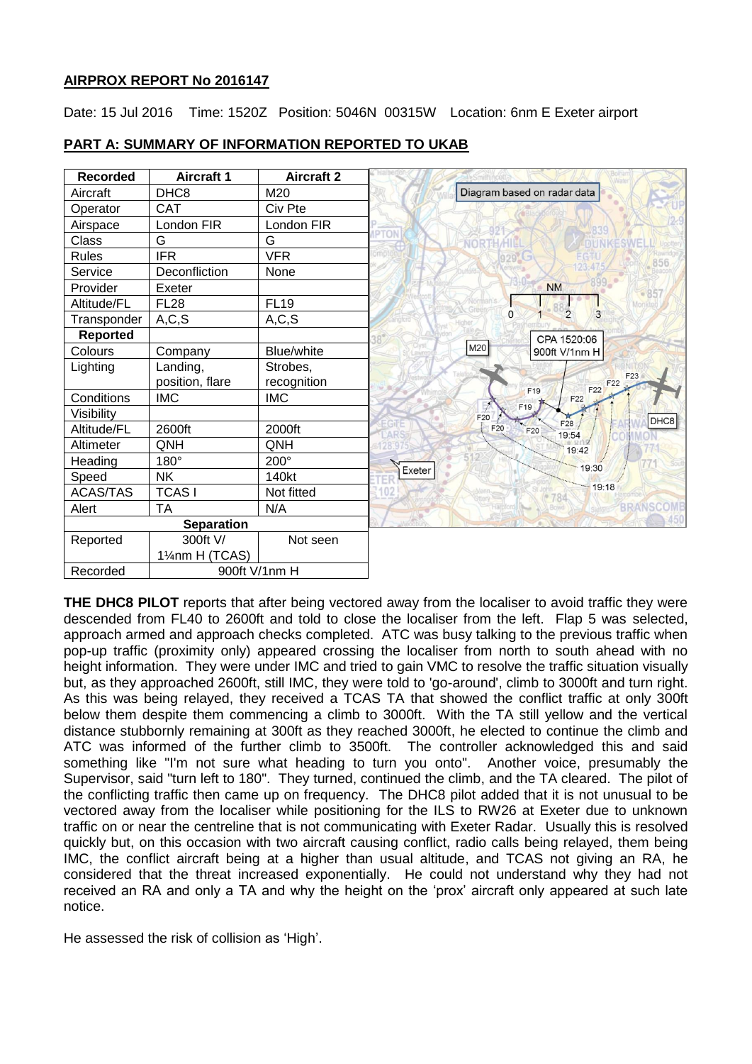**AIRPROX REPORT No 2016147**

Date: 15 Jul 2016 Time: 1520Z Position: 5046N 00315W Location: 6nm E Exeter airport

**PART A: SUMMARY OF INFORMATION REPORTED TO UKAB**

| Recorded | Aircraft 1 | Aircraft 2 |
|---|---|---|
| Aircraft | DHC8 | M20 |
| Operator | CAT | Civ Pte |
| Airspace | London FIR | London FIR |
| Class | G | G |
| Rules | IFR | VFR |
| Service | Deconfliction | None |
| Provider | Exeter | |
| Altitude/FL | FL28 | FL19 |
| Transponder | A,C,S | A,C,S |
| **Reported** | | |
| Colours | Company | Blue/white |
| Lighting | Landing, position, flare | Strobes, recognition |
| Conditions | IMC | IMC |
| Visibility | | |
| Altitude/FL | 2600ft | 2000ft |
| Altimeter | QNH | QNH |
| Heading | 180° | 200° |
| Speed | NK | 140kt |
| ACAS/TAS | TCAS I | Not fitted |
| Alert | TA | N/A |
| **Separation** | | |
| Reported | 300ft V/ 1¼nm H (TCAS) | Not seen |
| Recorded | 900ft V/1nm H | |

Diagram based on radar data

**THE DHC8 PILOT** reports that after being vectored away from the localiser to avoid traffic they were descended from FL40 to 2600ft and told to close the localiser from the left. Flap 5 was selected, approach armed and approach checks completed. ATC was busy talking to the previous traffic when pop-up traffic (proximity only) appeared crossing the localiser from north to south ahead with no height information. They were under IMC and tried to gain VMC to resolve the traffic situation visually but, as they approached 2600ft, still IMC, they were told to 'go-around', climb to 3000ft and turn right. As this was being relayed, they received a TCAS TA that showed the conflict traffic at only 300ft below them despite them commencing a climb to 3000ft. With the TA still yellow and the vertical distance stubbornly remaining at 300ft as they reached 3000ft, he elected to continue the climb and ATC was informed of the further climb to 3500ft. The controller acknowledged this and said something like "I'm not sure what heading to turn you onto". Another voice, presumably the Supervisor, said "turn left to 180". They turned, continued the climb, and the TA cleared. The pilot of the conflicting traffic then came up on frequency. The DHC8 pilot added that it is not unusual to be vectored away from the localiser while positioning for the ILS to RW26 at Exeter due to unknown traffic on or near the centreline that is not communicating with Exeter Radar. Usually this is resolved quickly but, on this occasion with two aircraft causing conflict, radio calls being relayed, them being IMC, the conflict aircraft being at a higher than usual altitude, and TCAS not giving an RA, he considered that the threat increased exponentially. He could not understand why they had not received an RA and only a TA and why the height on the 'prox' aircraft only appeared at such late notice.

He assessed the risk of collision as 'High'.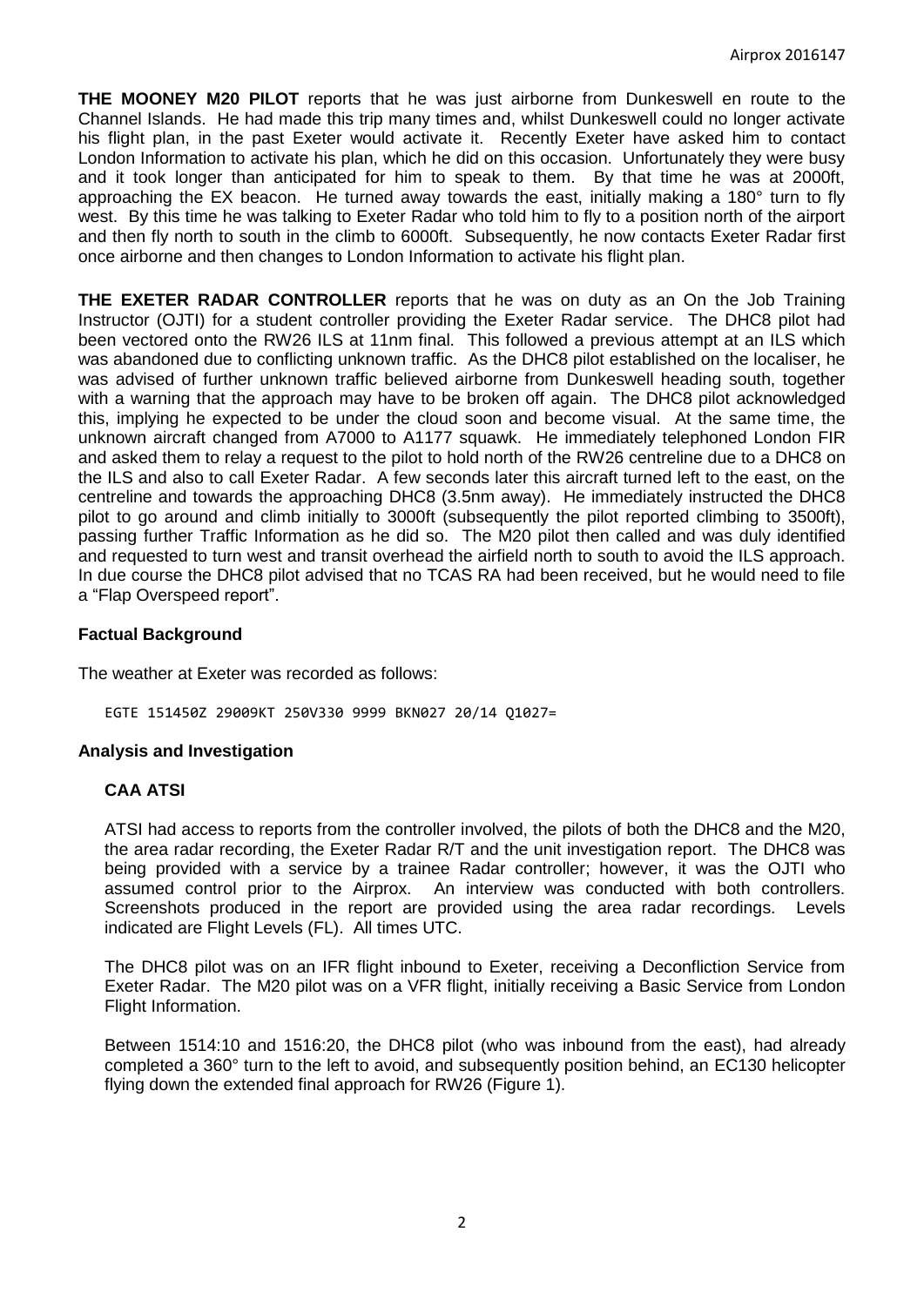**THE MOONEY M20 PILOT** reports that he was just airborne from Dunkeswell en route to the Channel Islands. He had made this trip many times and, whilst Dunkeswell could no longer activate his flight plan, in the past Exeter would activate it. Recently Exeter have asked him to contact London Information to activate his plan, which he did on this occasion. Unfortunately they were busy and it took longer than anticipated for him to speak to them. By that time he was at 2000ft, approaching the EX beacon. He turned away towards the east, initially making a 180° turn to fly west. By this time he was talking to Exeter Radar who told him to fly to a position north of the airport and then fly north to south in the climb to 6000ft. Subsequently, he now contacts Exeter Radar first once airborne and then changes to London Information to activate his flight plan.

**THE EXETER RADAR CONTROLLER** reports that he was on duty as an On the Job Training Instructor (OJTI) for a student controller providing the Exeter Radar service. The DHC8 pilot had been vectored onto the RW26 ILS at 11nm final. This followed a previous attempt at an ILS which was abandoned due to conflicting unknown traffic. As the DHC8 pilot established on the localiser, he was advised of further unknown traffic believed airborne from Dunkeswell heading south, together with a warning that the approach may have to be broken off again. The DHC8 pilot acknowledged this, implying he expected to be under the cloud soon and become visual. At the same time, the unknown aircraft changed from A7000 to A1177 squawk. He immediately telephoned London FIR and asked them to relay a request to the pilot to hold north of the RW26 centreline due to a DHC8 on the ILS and also to call Exeter Radar. A few seconds later this aircraft turned left to the east, on the centreline and towards the approaching DHC8 (3.5nm away). He immediately instructed the DHC8 pilot to go around and climb initially to 3000ft (subsequently the pilot reported climbing to 3500ft), passing further Traffic Information as he did so. The M20 pilot then called and was duly identified and requested to turn west and transit overhead the airfield north to south to avoid the ILS approach. In due course the DHC8 pilot advised that no TCAS RA had been received, but he would need to file a "Flap Overspeed report".

## Factual Background

The weather at Exeter was recorded as follows:

```
EGTE 151450Z 29009KT 250V330 9999 BKN027 20/14 Q1027=
```

## Analysis and Investigation

### CAA ATSI

ATSI had access to reports from the controller involved, the pilots of both the DHC8 and the M20, the area radar recording, the Exeter Radar R/T and the unit investigation report. The DHC8 was being provided with a service by a trainee Radar controller; however, it was the OJTI who assumed control prior to the Airprox. An interview was conducted with both controllers. Screenshots produced in the report are provided using the area radar recordings. Levels indicated are Flight Levels (FL). All times UTC.

The DHC8 pilot was on an IFR flight inbound to Exeter, receiving a Deconfliction Service from Exeter Radar. The M20 pilot was on a VFR flight, initially receiving a Basic Service from London Flight Information.

Between 1514:10 and 1516:20, the DHC8 pilot (who was inbound from the east), had already completed a 360° turn to the left to avoid, and subsequently position behind, an EC130 helicopter flying down the extended final approach for RW26 (Figure 1).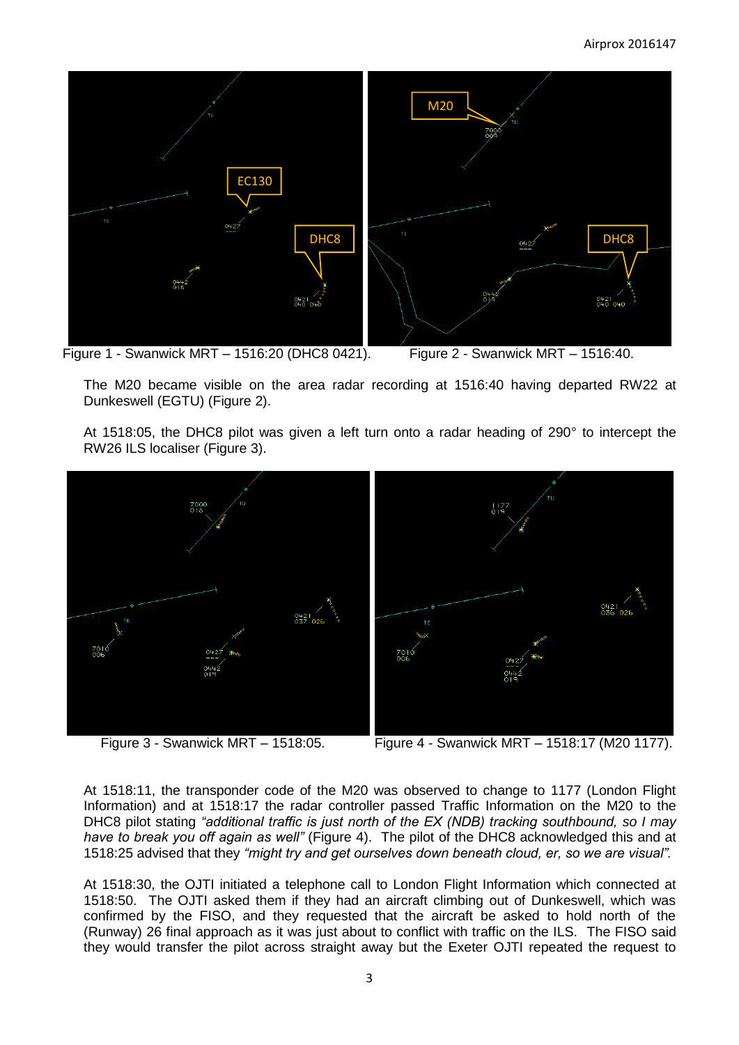Figure 1 - Swanwick MRT – 1516:20 (DHC8 0421).

Figure 2 - Swanwick MRT – 1516:40.

The M20 became visible on the area radar recording at 1516:40 having departed RW22 at Dunkeswell (EGTU) (Figure 2).

At 1518:05, the DHC8 pilot was given a left turn onto a radar heading of 290° to intercept the RW26 ILS localiser (Figure 3).

Figure 3 - Swanwick MRT – 1518:05.

Figure 4 - Swanwick MRT – 1518:17 (M20 1177).

At 1518:11, the transponder code of the M20 was observed to change to 1177 (London Flight Information) and at 1518:17 the radar controller passed Traffic Information on the M20 to the DHC8 pilot stating *"additional traffic is just north of the EX (NDB) tracking southbound, so I may have to break you off again as well"* (Figure 4). The pilot of the DHC8 acknowledged this and at 1518:25 advised that they *"might try and get ourselves down beneath cloud, er, so we are visual".*

At 1518:30, the OJTI initiated a telephone call to London Flight Information which connected at 1518:50. The OJTI asked them if they had an aircraft climbing out of Dunkeswell, which was confirmed by the FISO, and they requested that the aircraft be asked to hold north of the (Runway) 26 final approach as it was just about to conflict with traffic on the ILS. The FISO said they would transfer the pilot across straight away but the Exeter OJTI repeated the request to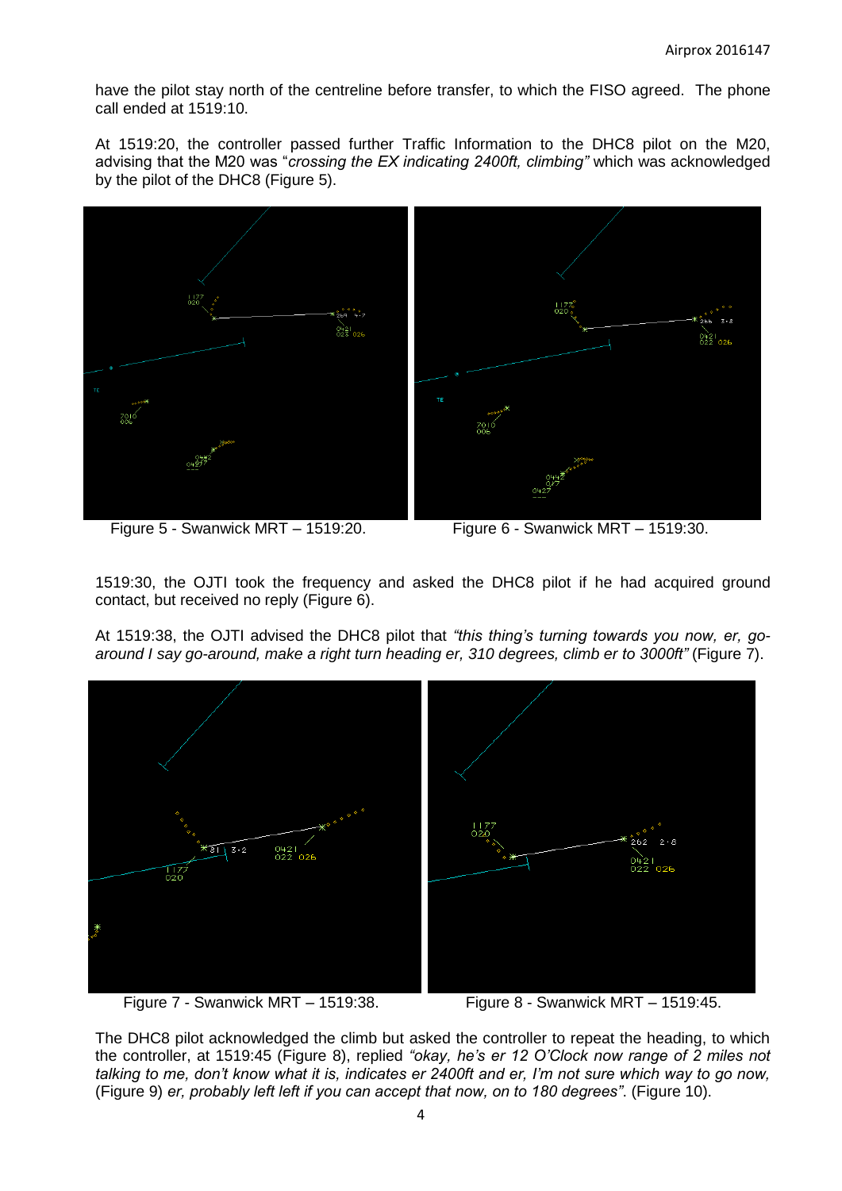have the pilot stay north of the centreline before transfer, to which the FISO agreed. The phone call ended at 1519:10.

At 1519:20, the controller passed further Traffic Information to the DHC8 pilot on the M20, advising that the M20 was "*crossing the EX indicating 2400ft, climbing"* which was acknowledged by the pilot of the DHC8 (Figure 5).

Figure 5 - Swanwick MRT – 1519:20.

Figure 6 - Swanwick MRT – 1519:30.

1519:30, the OJTI took the frequency and asked the DHC8 pilot if he had acquired ground contact, but received no reply (Figure 6).

At 1519:38, the OJTI advised the DHC8 pilot that *"this thing's turning towards you now, er, go-around I say go-around, make a right turn heading er, 310 degrees, climb er to 3000ft"* (Figure 7).

Figure 7 - Swanwick MRT – 1519:38.

Figure 8 - Swanwick MRT – 1519:45.

The DHC8 pilot acknowledged the climb but asked the controller to repeat the heading, to which the controller, at 1519:45 (Figure 8), replied *"okay, he's er 12 O'Clock now range of 2 miles not talking to me, don't know what it is, indicates er 2400ft and er, I'm not sure which way to go now,* (Figure 9) *er, probably left left if you can accept that now, on to 180 degrees"*. (Figure 10).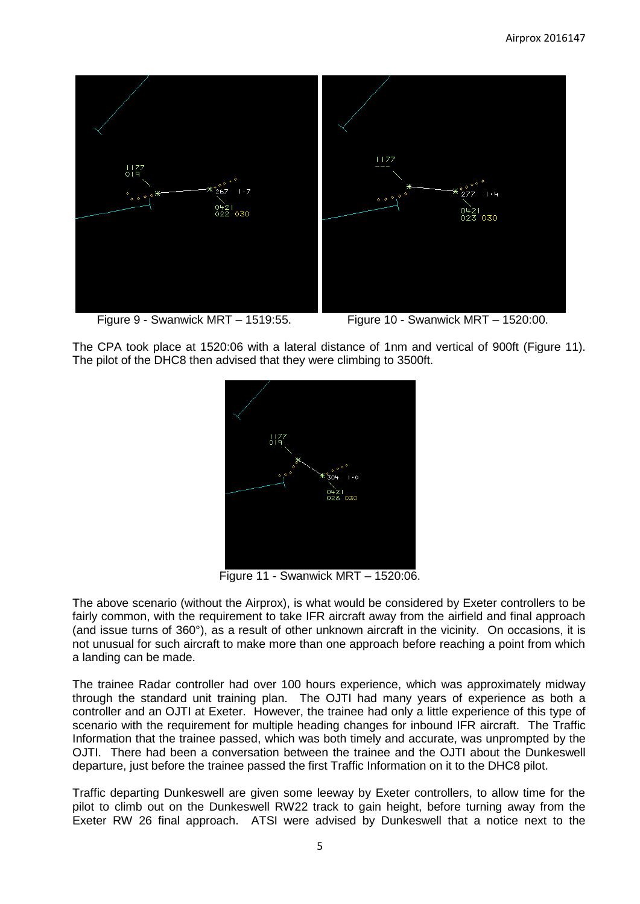Figure 9 - Swanwick MRT – 1519:55.

Figure 10 - Swanwick MRT – 1520:00.

The CPA took place at 1520:06 with a lateral distance of 1nm and vertical of 900ft (Figure 11). The pilot of the DHC8 then advised that they were climbing to 3500ft.

Figure 11 - Swanwick MRT – 1520:06.

The above scenario (without the Airprox), is what would be considered by Exeter controllers to be fairly common, with the requirement to take IFR aircraft away from the airfield and final approach (and issue turns of 360°), as a result of other unknown aircraft in the vicinity. On occasions, it is not unusual for such aircraft to make more than one approach before reaching a point from which a landing can be made.

The trainee Radar controller had over 100 hours experience, which was approximately midway through the standard unit training plan. The OJTI had many years of experience as both a controller and an OJTI at Exeter. However, the trainee had only a little experience of this type of scenario with the requirement for multiple heading changes for inbound IFR aircraft. The Traffic Information that the trainee passed, which was both timely and accurate, was unprompted by the OJTI. There had been a conversation between the trainee and the OJTI about the Dunkeswell departure, just before the trainee passed the first Traffic Information on it to the DHC8 pilot.

Traffic departing Dunkeswell are given some leeway by Exeter controllers, to allow time for the pilot to climb out on the Dunkeswell RW22 track to gain height, before turning away from the Exeter RW 26 final approach. ATSI were advised by Dunkeswell that a notice next to the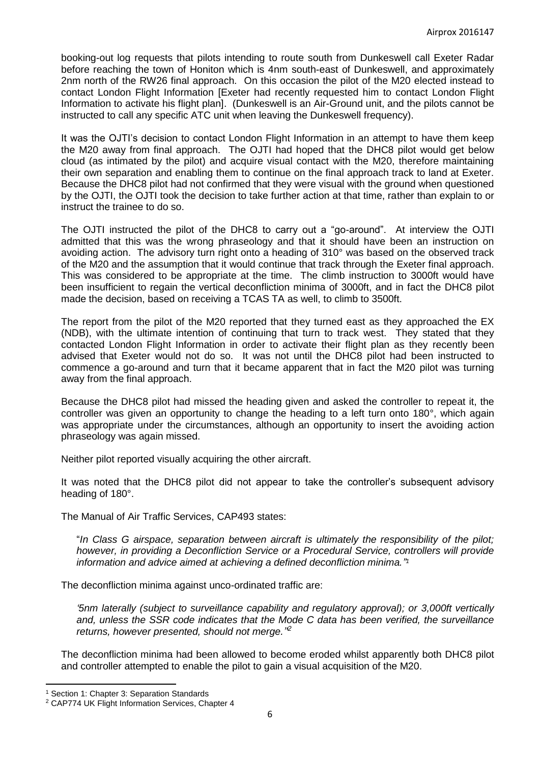booking-out log requests that pilots intending to route south from Dunkeswell call Exeter Radar before reaching the town of Honiton which is 4nm south-east of Dunkeswell, and approximately 2nm north of the RW26 final approach. On this occasion the pilot of the M20 elected instead to contact London Flight Information [Exeter had recently requested him to contact London Flight Information to activate his flight plan]. (Dunkeswell is an Air-Ground unit, and the pilots cannot be instructed to call any specific ATC unit when leaving the Dunkeswell frequency).

It was the OJTI's decision to contact London Flight Information in an attempt to have them keep the M20 away from final approach. The OJTI had hoped that the DHC8 pilot would get below cloud (as intimated by the pilot) and acquire visual contact with the M20, therefore maintaining their own separation and enabling them to continue on the final approach track to land at Exeter. Because the DHC8 pilot had not confirmed that they were visual with the ground when questioned by the OJTI, the OJTI took the decision to take further action at that time, rather than explain to or instruct the trainee to do so.

The OJTI instructed the pilot of the DHC8 to carry out a "go-around". At interview the OJTI admitted that this was the wrong phraseology and that it should have been an instruction on avoiding action. The advisory turn right onto a heading of 310° was based on the observed track of the M20 and the assumption that it would continue that track through the Exeter final approach. This was considered to be appropriate at the time. The climb instruction to 3000ft would have been insufficient to regain the vertical deconfliction minima of 3000ft, and in fact the DHC8 pilot made the decision, based on receiving a TCAS TA as well, to climb to 3500ft.

The report from the pilot of the M20 reported that they turned east as they approached the EX (NDB), with the ultimate intention of continuing that turn to track west. They stated that they contacted London Flight Information in order to activate their flight plan as they recently been advised that Exeter would not do so. It was not until the DHC8 pilot had been instructed to commence a go-around and turn that it became apparent that in fact the M20 pilot was turning away from the final approach.

Because the DHC8 pilot had missed the heading given and asked the controller to repeat it, the controller was given an opportunity to change the heading to a left turn onto 180°, which again was appropriate under the circumstances, although an opportunity to insert the avoiding action phraseology was again missed.

Neither pilot reported visually acquiring the other aircraft.

It was noted that the DHC8 pilot did not appear to take the controller's subsequent advisory heading of 180°.

The Manual of Air Traffic Services, CAP493 states:

> "*In Class G airspace, separation between aircraft is ultimately the responsibility of the pilot; however, in providing a Deconfliction Service or a Procedural Service, controllers will provide information and advice aimed at achieving a defined deconfliction minima.*"[1]

The deconfliction minima against unco-ordinated traffic are:

> *'5nm laterally (subject to surveillance capability and regulatory approval); or 3,000ft vertically and, unless the SSR code indicates that the Mode C data has been verified, the surveillance returns, however presented, should not merge.'*[2]

The deconfliction minima had been allowed to become eroded whilst apparently both DHC8 pilot and controller attempted to enable the pilot to gain a visual acquisition of the M20.

---

[1] Section 1: Chapter 3: Separation Standards

[2] CAP774 UK Flight Information Services, Chapter 4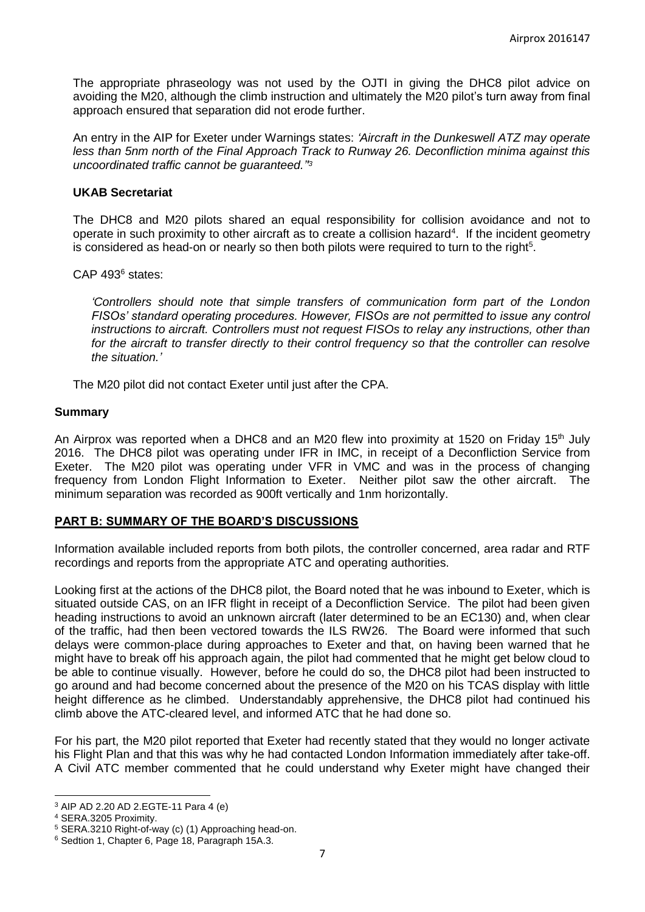The appropriate phraseology was not used by the OJTI in giving the DHC8 pilot advice on avoiding the M20, although the climb instruction and ultimately the M20 pilot's turn away from final approach ensured that separation did not erode further.

An entry in the AIP for Exeter under Warnings states: *'Aircraft in the Dunkeswell ATZ may operate less than 5nm north of the Final Approach Track to Runway 26. Deconfliction minima against this uncoordinated traffic cannot be guaranteed."*[3]

### UKAB Secretariat

The DHC8 and M20 pilots shared an equal responsibility for collision avoidance and not to operate in such proximity to other aircraft as to create a collision hazard[4]. If the incident geometry is considered as head-on or nearly so then both pilots were required to turn to the right[5].

CAP 493[6] states:

> *'Controllers should note that simple transfers of communication form part of the London FISOs' standard operating procedures. However, FISOs are not permitted to issue any control instructions to aircraft. Controllers must not request FISOs to relay any instructions, other than for the aircraft to transfer directly to their control frequency so that the controller can resolve the situation.'*

The M20 pilot did not contact Exeter until just after the CPA.

## Summary

An Airprox was reported when a DHC8 and an M20 flew into proximity at 1520 on Friday 15th July 2016. The DHC8 pilot was operating under IFR in IMC, in receipt of a Deconfliction Service from Exeter. The M20 pilot was operating under VFR in VMC and was in the process of changing frequency from London Flight Information to Exeter. Neither pilot saw the other aircraft. The minimum separation was recorded as 900ft vertically and 1nm horizontally.

## PART B: SUMMARY OF THE BOARD'S DISCUSSIONS

Information available included reports from both pilots, the controller concerned, area radar and RTF recordings and reports from the appropriate ATC and operating authorities.

Looking first at the actions of the DHC8 pilot, the Board noted that he was inbound to Exeter, which is situated outside CAS, on an IFR flight in receipt of a Deconfliction Service. The pilot had been given heading instructions to avoid an unknown aircraft (later determined to be an EC130) and, when clear of the traffic, had then been vectored towards the ILS RW26. The Board were informed that such delays were common-place during approaches to Exeter and that, on having been warned that he might have to break off his approach again, the pilot had commented that he might get below cloud to be able to continue visually. However, before he could do so, the DHC8 pilot had been instructed to go around and had become concerned about the presence of the M20 on his TCAS display with little height difference as he climbed. Understandably apprehensive, the DHC8 pilot had continued his climb above the ATC-cleared level, and informed ATC that he had done so.

For his part, the M20 pilot reported that Exeter had recently stated that they would no longer activate his Flight Plan and that this was why he had contacted London Information immediately after take-off. A Civil ATC member commented that he could understand why Exeter might have changed their

---

[3] AIP AD 2.20 AD 2.EGTE-11 Para 4 (e)

[4] SERA.3205 Proximity.

[5] SERA.3210 Right-of-way (c) (1) Approaching head-on.

[6] Sedtion 1, Chapter 6, Page 18, Paragraph 15A.3.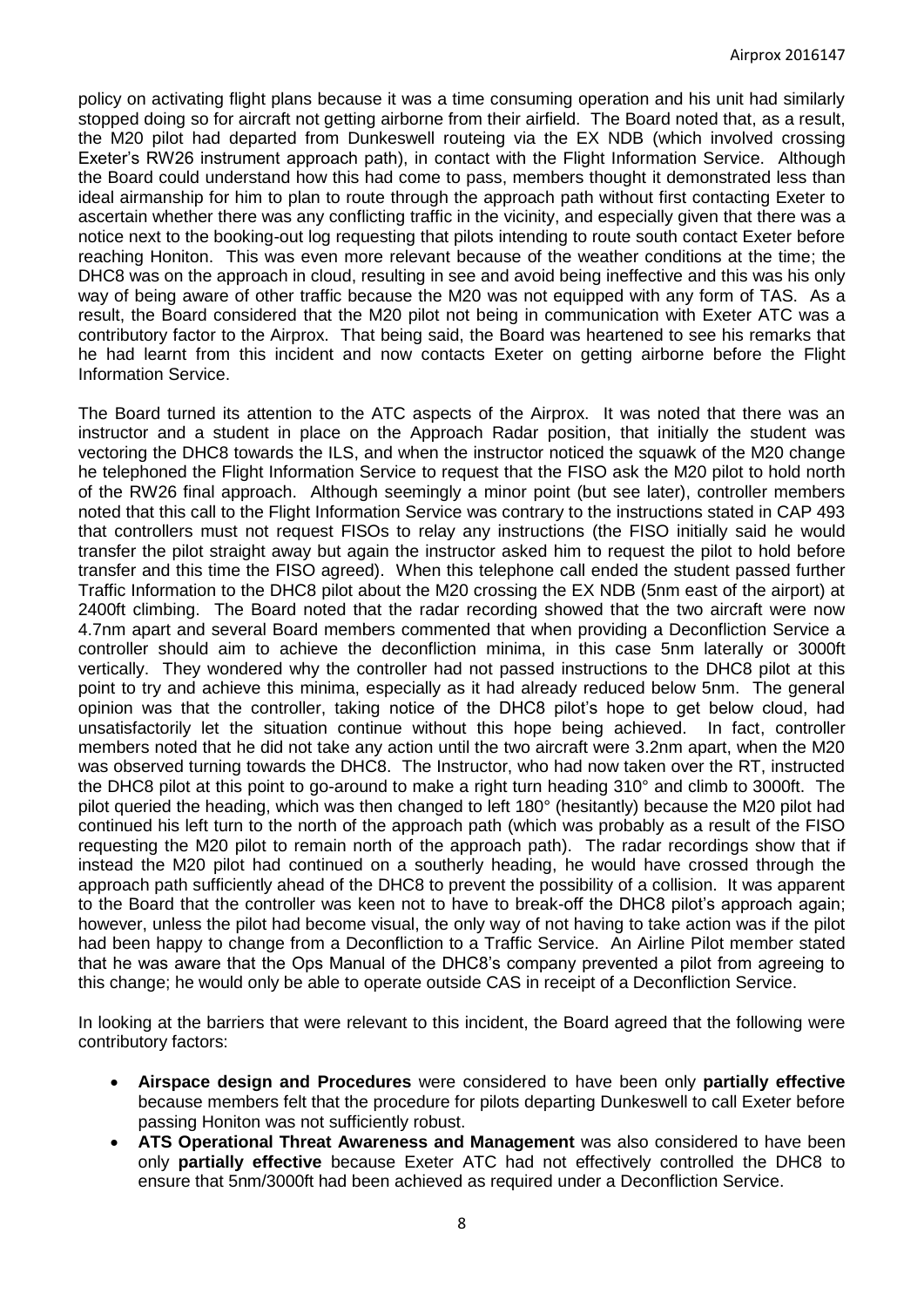policy on activating flight plans because it was a time consuming operation and his unit had similarly stopped doing so for aircraft not getting airborne from their airfield. The Board noted that, as a result, the M20 pilot had departed from Dunkeswell routeing via the EX NDB (which involved crossing Exeter's RW26 instrument approach path), in contact with the Flight Information Service. Although the Board could understand how this had come to pass, members thought it demonstrated less than ideal airmanship for him to plan to route through the approach path without first contacting Exeter to ascertain whether there was any conflicting traffic in the vicinity, and especially given that there was a notice next to the booking-out log requesting that pilots intending to route south contact Exeter before reaching Honiton. This was even more relevant because of the weather conditions at the time; the DHC8 was on the approach in cloud, resulting in see and avoid being ineffective and this was his only way of being aware of other traffic because the M20 was not equipped with any form of TAS. As a result, the Board considered that the M20 pilot not being in communication with Exeter ATC was a contributory factor to the Airprox. That being said, the Board was heartened to see his remarks that he had learnt from this incident and now contacts Exeter on getting airborne before the Flight Information Service.

The Board turned its attention to the ATC aspects of the Airprox. It was noted that there was an instructor and a student in place on the Approach Radar position, that initially the student was vectoring the DHC8 towards the ILS, and when the instructor noticed the squawk of the M20 change he telephoned the Flight Information Service to request that the FISO ask the M20 pilot to hold north of the RW26 final approach. Although seemingly a minor point (but see later), controller members noted that this call to the Flight Information Service was contrary to the instructions stated in CAP 493 that controllers must not request FISOs to relay any instructions (the FISO initially said he would transfer the pilot straight away but again the instructor asked him to request the pilot to hold before transfer and this time the FISO agreed). When this telephone call ended the student passed further Traffic Information to the DHC8 pilot about the M20 crossing the EX NDB (5nm east of the airport) at 2400ft climbing. The Board noted that the radar recording showed that the two aircraft were now 4.7nm apart and several Board members commented that when providing a Deconfliction Service a controller should aim to achieve the deconfliction minima, in this case 5nm laterally or 3000ft vertically. They wondered why the controller had not passed instructions to the DHC8 pilot at this point to try and achieve this minima, especially as it had already reduced below 5nm. The general opinion was that the controller, taking notice of the DHC8 pilot's hope to get below cloud, had unsatisfactorily let the situation continue without this hope being achieved. In fact, controller members noted that he did not take any action until the two aircraft were 3.2nm apart, when the M20 was observed turning towards the DHC8. The Instructor, who had now taken over the RT, instructed the DHC8 pilot at this point to go-around to make a right turn heading 310° and climb to 3000ft. The pilot queried the heading, which was then changed to left 180° (hesitantly) because the M20 pilot had continued his left turn to the north of the approach path (which was probably as a result of the FISO requesting the M20 pilot to remain north of the approach path). The radar recordings show that if instead the M20 pilot had continued on a southerly heading, he would have crossed through the approach path sufficiently ahead of the DHC8 to prevent the possibility of a collision. It was apparent to the Board that the controller was keen not to have to break-off the DHC8 pilot's approach again; however, unless the pilot had become visual, the only way of not having to take action was if the pilot had been happy to change from a Deconfliction to a Traffic Service. An Airline Pilot member stated that he was aware that the Ops Manual of the DHC8's company prevented a pilot from agreeing to this change; he would only be able to operate outside CAS in receipt of a Deconfliction Service.

In looking at the barriers that were relevant to this incident, the Board agreed that the following were contributory factors:

- **Airspace design and Procedures** were considered to have been only **partially effective** because members felt that the procedure for pilots departing Dunkeswell to call Exeter before passing Honiton was not sufficiently robust.
- **ATS Operational Threat Awareness and Management** was also considered to have been only **partially effective** because Exeter ATC had not effectively controlled the DHC8 to ensure that 5nm/3000ft had been achieved as required under a Deconfliction Service.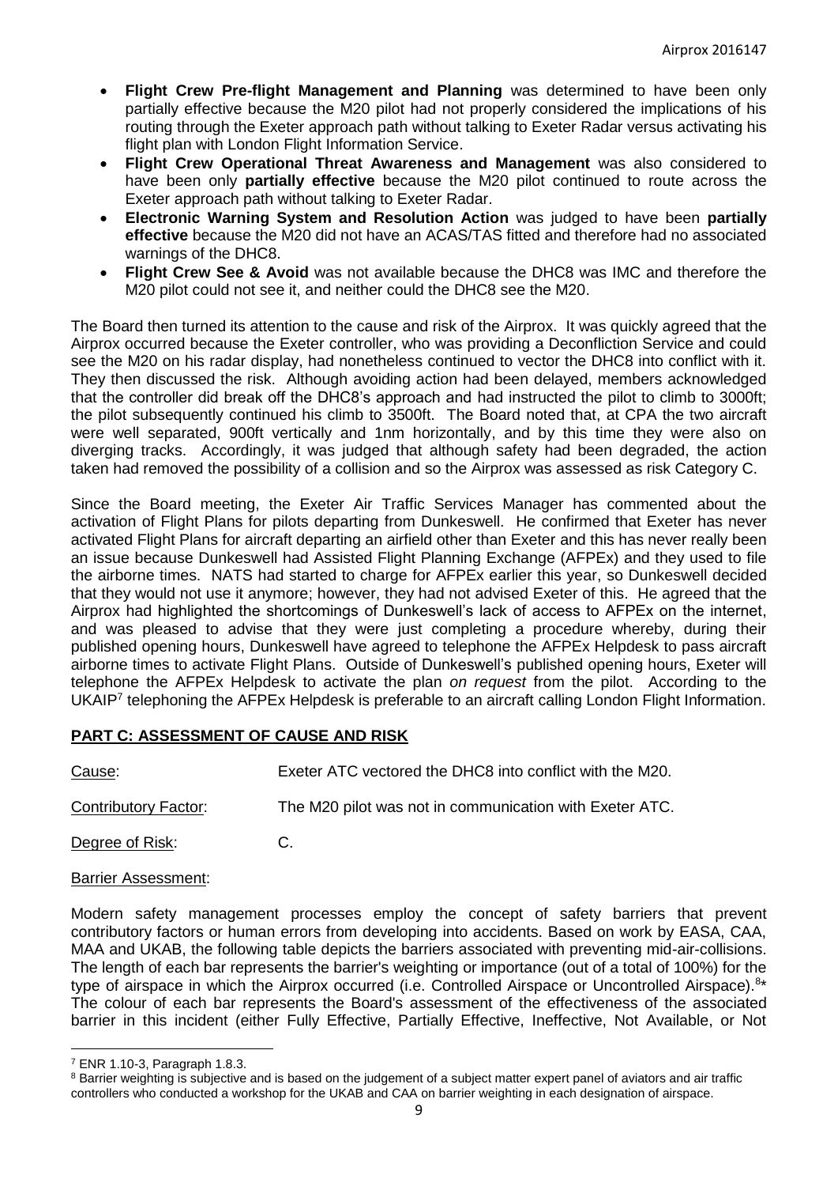- **Flight Crew Pre-flight Management and Planning** was determined to have been only partially effective because the M20 pilot had not properly considered the implications of his routing through the Exeter approach path without talking to Exeter Radar versus activating his flight plan with London Flight Information Service.
- **Flight Crew Operational Threat Awareness and Management** was also considered to have been only **partially effective** because the M20 pilot continued to route across the Exeter approach path without talking to Exeter Radar.
- **Electronic Warning System and Resolution Action** was judged to have been **partially effective** because the M20 did not have an ACAS/TAS fitted and therefore had no associated warnings of the DHC8.
- **Flight Crew See & Avoid** was not available because the DHC8 was IMC and therefore the M20 pilot could not see it, and neither could the DHC8 see the M20.

The Board then turned its attention to the cause and risk of the Airprox. It was quickly agreed that the Airprox occurred because the Exeter controller, who was providing a Deconfliction Service and could see the M20 on his radar display, had nonetheless continued to vector the DHC8 into conflict with it. They then discussed the risk. Although avoiding action had been delayed, members acknowledged that the controller did break off the DHC8's approach and had instructed the pilot to climb to 3000ft; the pilot subsequently continued his climb to 3500ft. The Board noted that, at CPA the two aircraft were well separated, 900ft vertically and 1nm horizontally, and by this time they were also on diverging tracks. Accordingly, it was judged that although safety had been degraded, the action taken had removed the possibility of a collision and so the Airprox was assessed as risk Category C.

Since the Board meeting, the Exeter Air Traffic Services Manager has commented about the activation of Flight Plans for pilots departing from Dunkeswell. He confirmed that Exeter has never activated Flight Plans for aircraft departing an airfield other than Exeter and this has never really been an issue because Dunkeswell had Assisted Flight Planning Exchange (AFPEx) and they used to file the airborne times. NATS had started to charge for AFPEx earlier this year, so Dunkeswell decided that they would not use it anymore; however, they had not advised Exeter of this. He agreed that the Airprox had highlighted the shortcomings of Dunkeswell's lack of access to AFPEx on the internet, and was pleased to advise that they were just completing a procedure whereby, during their published opening hours, Dunkeswell have agreed to telephone the AFPEx Helpdesk to pass aircraft airborne times to activate Flight Plans. Outside of Dunkeswell's published opening hours, Exeter will telephone the AFPEx Helpdesk to activate the plan *on request* from the pilot. According to the UKAIP[7] telephoning the AFPEx Helpdesk is preferable to an aircraft calling London Flight Information.

## PART C: ASSESSMENT OF CAUSE AND RISK

Cause: Exeter ATC vectored the DHC8 into conflict with the M20.

Contributory Factor: The M20 pilot was not in communication with Exeter ATC.

Degree of Risk: C.

Barrier Assessment:

Modern safety management processes employ the concept of safety barriers that prevent contributory factors or human errors from developing into accidents. Based on work by EASA, CAA, MAA and UKAB, the following table depicts the barriers associated with preventing mid-air-collisions. The length of each bar represents the barrier's weighting or importance (out of a total of 100%) for the type of airspace in which the Airprox occurred (i.e. Controlled Airspace or Uncontrolled Airspace).[8]* The colour of each bar represents the Board's assessment of the effectiveness of the associated barrier in this incident (either Fully Effective, Partially Effective, Ineffective, Not Available, or Not

---

[7] ENR 1.10-3, Paragraph 1.8.3.

[8] Barrier weighting is subjective and is based on the judgement of a subject matter expert panel of aviators and air traffic controllers who conducted a workshop for the UKAB and CAA on barrier weighting in each designation of airspace.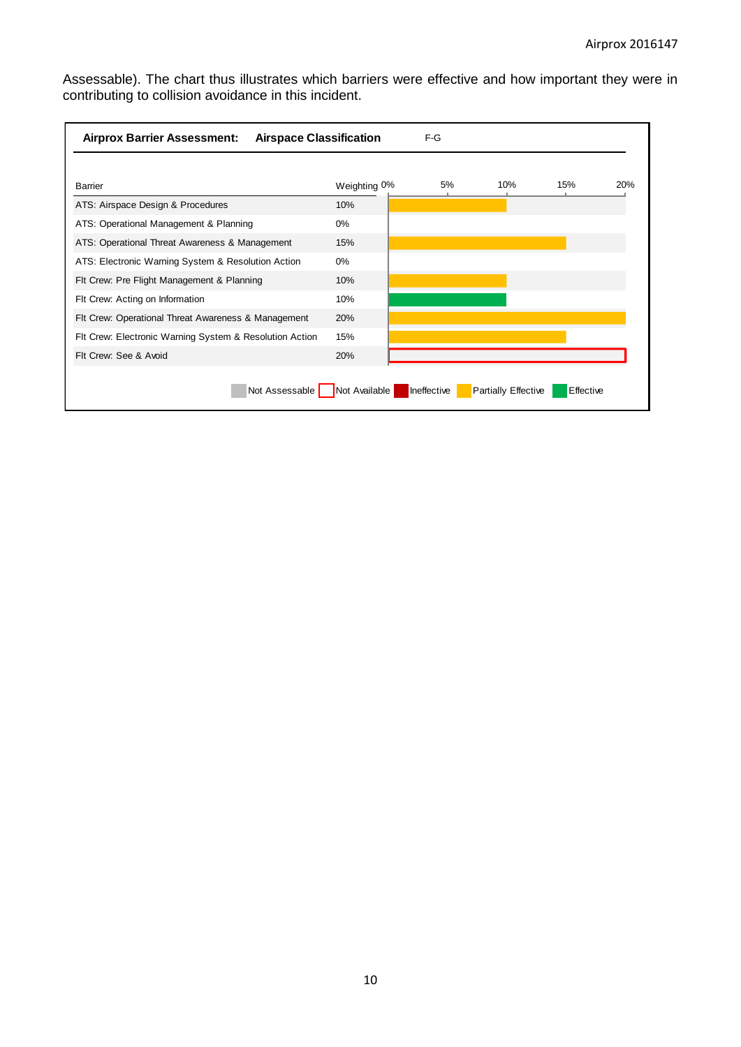Assessable). The chart thus illustrates which barriers were effective and how important they were in contributing to collision avoidance in this incident.

**Airprox Barrier Assessment:** **Airspace Classification** F-G

Barrier | Weighting | 0% 5% 10% 15% 20%

ATS: Airspace Design & Procedures 10%

ATS: Operational Management & Planning 0%

ATS: Operational Threat Awareness & Management 15%

ATS: Electronic Warning System & Resolution Action 0%

Flt Crew: Pre Flight Management & Planning 10%

Flt Crew: Acting on Information 10%

Flt Crew: Operational Threat Awareness & Management 20%

Flt Crew: Electronic Warning System & Resolution Action 15%

Flt Crew: See & Avoid 20%

Not Assessable | Not Available | Ineffective | Partially Effective | Effective